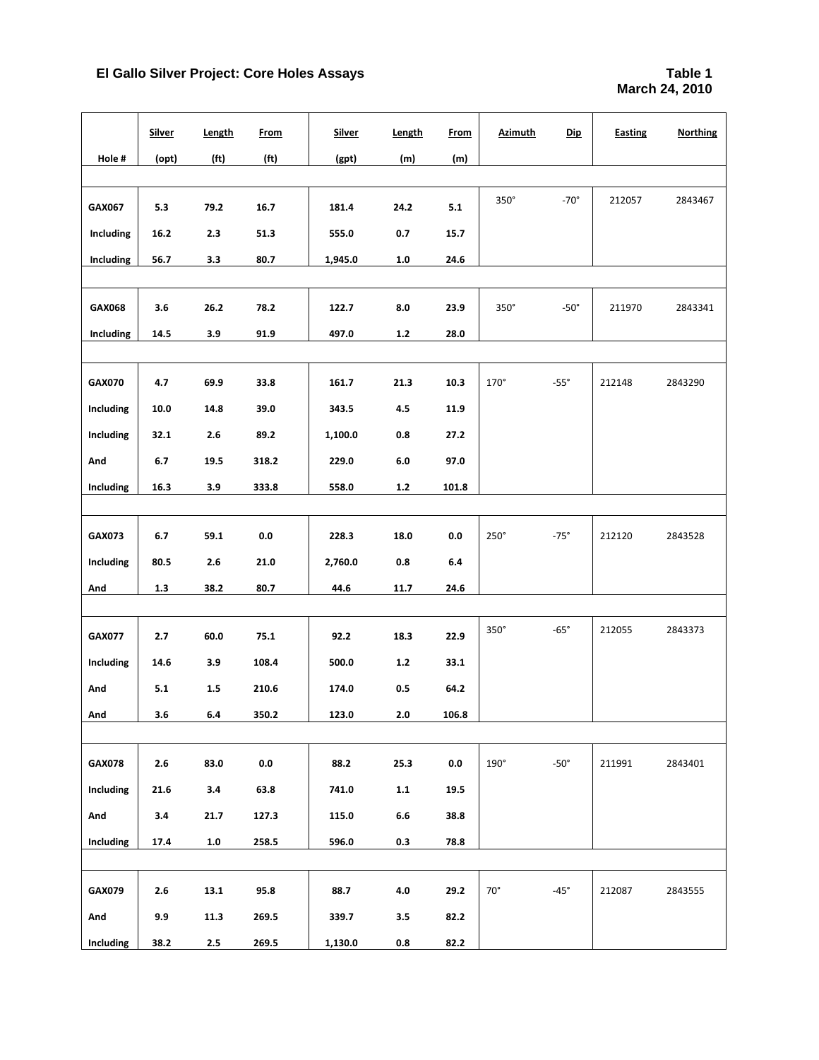# El Gallo Silver Project: Core Holes Assays

**Table 1**
**March 24, 2010**

| Hole # | Silver (opt) | Length (ft) | From (ft) | Silver (gpt) | Length (m) | From (m) | Azimuth | Dip | Easting | Northing |
|---|---|---|---|---|---|---|---|---|---|---|
| **GAX067** | **5.3** | **79.2** | **16.7** | **181.4** | **24.2** | **5.1** | 350° | -70° | 212057 | 2843467 |
| **Including** | **16.2** | **2.3** | **51.3** | **555.0** | **0.7** | **15.7** | | | | |
| **Including** | **56.7** | **3.3** | **80.7** | **1,945.0** | **1.0** | **24.6** | | | | |
| **GAX068** | **3.6** | **26.2** | **78.2** | **122.7** | **8.0** | **23.9** | 350° | -50° | 211970 | 2843341 |
| **Including** | **14.5** | **3.9** | **91.9** | **497.0** | **1.2** | **28.0** | | | | |
| **GAX070** | **4.7** | **69.9** | **33.8** | **161.7** | **21.3** | **10.3** | 170° | -55° | 212148 | 2843290 |
| **Including** | **10.0** | **14.8** | **39.0** | **343.5** | **4.5** | **11.9** | | | | |
| **Including** | **32.1** | **2.6** | **89.2** | **1,100.0** | **0.8** | **27.2** | | | | |
| **And** | **6.7** | **19.5** | **318.2** | **229.0** | **6.0** | **97.0** | | | | |
| **Including** | **16.3** | **3.9** | **333.8** | **558.0** | **1.2** | **101.8** | | | | |
| **GAX073** | **6.7** | **59.1** | **0.0** | **228.3** | **18.0** | **0.0** | 250° | -75° | 212120 | 2843528 |
| **Including** | **80.5** | **2.6** | **21.0** | **2,760.0** | **0.8** | **6.4** | | | | |
| **And** | **1.3** | **38.2** | **80.7** | **44.6** | **11.7** | **24.6** | | | | |
| **GAX077** | **2.7** | **60.0** | **75.1** | **92.2** | **18.3** | **22.9** | 350° | -65° | 212055 | 2843373 |
| **Including** | **14.6** | **3.9** | **108.4** | **500.0** | **1.2** | **33.1** | | | | |
| **And** | **5.1** | **1.5** | **210.6** | **174.0** | **0.5** | **64.2** | | | | |
| **And** | **3.6** | **6.4** | **350.2** | **123.0** | **2.0** | **106.8** | | | | |
| **GAX078** | **2.6** | **83.0** | **0.0** | **88.2** | **25.3** | **0.0** | 190° | -50° | 211991 | 2843401 |
| **Including** | **21.6** | **3.4** | **63.8** | **741.0** | **1.1** | **19.5** | | | | |
| **And** | **3.4** | **21.7** | **127.3** | **115.0** | **6.6** | **38.8** | | | | |
| **Including** | **17.4** | **1.0** | **258.5** | **596.0** | **0.3** | **78.8** | | | | |
| **GAX079** | **2.6** | **13.1** | **95.8** | **88.7** | **4.0** | **29.2** | 70° | -45° | 212087 | 2843555 |
| **And** | **9.9** | **11.3** | **269.5** | **339.7** | **3.5** | **82.2** | | | | |
| **Including** | **38.2** | **2.5** | **269.5** | **1,130.0** | **0.8** | **82.2** | | | | |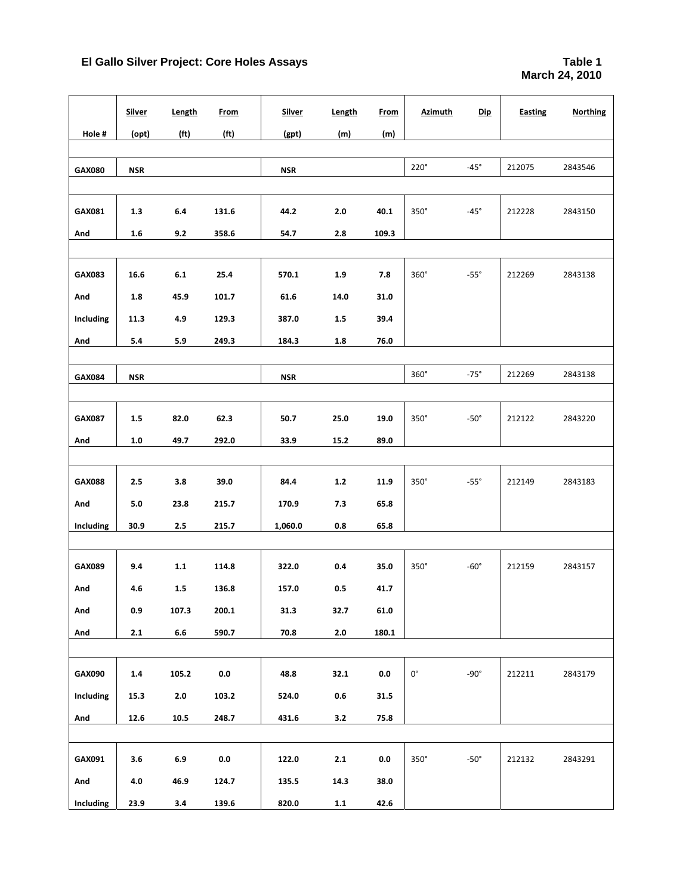**El Gallo Silver Project: Core Holes Assays**

**Table 1**
**March 24, 2010**

| Hole # | Silver (opt) | Length (ft) | From (ft) | Silver (gpt) | Length (m) | From (m) | Azimuth | Dip | Easting | Northing |
|---|---|---|---|---|---|---|---|---|---|---|
| **GAX080** | **NSR** | | | **NSR** | | | 220° | -45° | 212075 | 2843546 |
| | | | | | | | | | | |
| **GAX081** | **1.3** | **6.4** | **131.6** | **44.2** | **2.0** | **40.1** | 350° | -45° | 212228 | 2843150 |
| **And** | **1.6** | **9.2** | **358.6** | **54.7** | **2.8** | **109.3** | | | | |
| | | | | | | | | | | |
| **GAX083** | **16.6** | **6.1** | **25.4** | **570.1** | **1.9** | **7.8** | 360° | -55° | 212269 | 2843138 |
| **And** | **1.8** | **45.9** | **101.7** | **61.6** | **14.0** | **31.0** | | | | |
| **Including** | **11.3** | **4.9** | **129.3** | **387.0** | **1.5** | **39.4** | | | | |
| **And** | **5.4** | **5.9** | **249.3** | **184.3** | **1.8** | **76.0** | | | | |
| | | | | | | | | | | |
| **GAX084** | **NSR** | | | **NSR** | | | 360° | -75° | 212269 | 2843138 |
| | | | | | | | | | | |
| **GAX087** | **1.5** | **82.0** | **62.3** | **50.7** | **25.0** | **19.0** | 350° | -50° | 212122 | 2843220 |
| **And** | **1.0** | **49.7** | **292.0** | **33.9** | **15.2** | **89.0** | | | | |
| | | | | | | | | | | |
| **GAX088** | **2.5** | **3.8** | **39.0** | **84.4** | **1.2** | **11.9** | 350° | -55° | 212149 | 2843183 |
| **And** | **5.0** | **23.8** | **215.7** | **170.9** | **7.3** | **65.8** | | | | |
| **Including** | **30.9** | **2.5** | **215.7** | **1,060.0** | **0.8** | **65.8** | | | | |
| | | | | | | | | | | |
| **GAX089** | **9.4** | **1.1** | **114.8** | **322.0** | **0.4** | **35.0** | 350° | -60° | 212159 | 2843157 |
| **And** | **4.6** | **1.5** | **136.8** | **157.0** | **0.5** | **41.7** | | | | |
| **And** | **0.9** | **107.3** | **200.1** | **31.3** | **32.7** | **61.0** | | | | |
| **And** | **2.1** | **6.6** | **590.7** | **70.8** | **2.0** | **180.1** | | | | |
| | | | | | | | | | | |
| **GAX090** | **1.4** | **105.2** | **0.0** | **48.8** | **32.1** | **0.0** | 0° | -90° | 212211 | 2843179 |
| **Including** | **15.3** | **2.0** | **103.2** | **524.0** | **0.6** | **31.5** | | | | |
| **And** | **12.6** | **10.5** | **248.7** | **431.6** | **3.2** | **75.8** | | | | |
| | | | | | | | | | | |
| **GAX091** | **3.6** | **6.9** | **0.0** | **122.0** | **2.1** | **0.0** | 350° | -50° | 212132 | 2843291 |
| **And** | **4.0** | **46.9** | **124.7** | **135.5** | **14.3** | **38.0** | | | | |
| **Including** | **23.9** | **3.4** | **139.6** | **820.0** | **1.1** | **42.6** | | | | |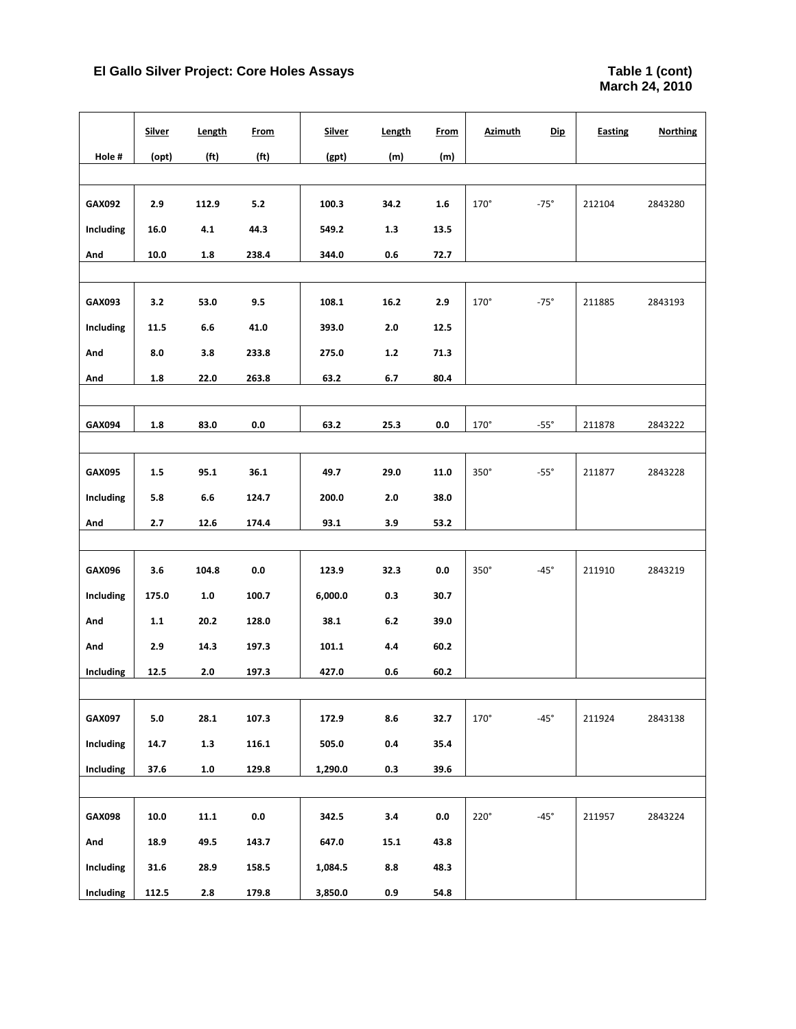**El Gallo Silver Project: Core Holes Assays**

**Table 1 (cont)**
**March 24, 2010**

| Hole # | Silver (opt) | Length (ft) | From (ft) | Silver (gpt) | Length (m) | From (m) | Azimuth | Dip | Easting | Northing |
|---|---|---|---|---|---|---|---|---|---|---|
| **GAX092** | **2.9** | **112.9** | **5.2** | **100.3** | **34.2** | **1.6** | 170° | -75° | 212104 | 2843280 |
| **Including** | **16.0** | **4.1** | **44.3** | **549.2** | **1.3** | **13.5** | | | | |
| **And** | **10.0** | **1.8** | **238.4** | **344.0** | **0.6** | **72.7** | | | | |
| **GAX093** | **3.2** | **53.0** | **9.5** | **108.1** | **16.2** | **2.9** | 170° | -75° | 211885 | 2843193 |
| **Including** | **11.5** | **6.6** | **41.0** | **393.0** | **2.0** | **12.5** | | | | |
| **And** | **8.0** | **3.8** | **233.8** | **275.0** | **1.2** | **71.3** | | | | |
| **And** | **1.8** | **22.0** | **263.8** | **63.2** | **6.7** | **80.4** | | | | |
| **GAX094** | **1.8** | **83.0** | **0.0** | **63.2** | **25.3** | **0.0** | 170° | -55° | 211878 | 2843222 |
| **GAX095** | **1.5** | **95.1** | **36.1** | **49.7** | **29.0** | **11.0** | 350° | -55° | 211877 | 2843228 |
| **Including** | **5.8** | **6.6** | **124.7** | **200.0** | **2.0** | **38.0** | | | | |
| **And** | **2.7** | **12.6** | **174.4** | **93.1** | **3.9** | **53.2** | | | | |
| **GAX096** | **3.6** | **104.8** | **0.0** | **123.9** | **32.3** | **0.0** | 350° | -45° | 211910 | 2843219 |
| **Including** | **175.0** | **1.0** | **100.7** | **6,000.0** | **0.3** | **30.7** | | | | |
| **And** | **1.1** | **20.2** | **128.0** | **38.1** | **6.2** | **39.0** | | | | |
| **And** | **2.9** | **14.3** | **197.3** | **101.1** | **4.4** | **60.2** | | | | |
| **Including** | **12.5** | **2.0** | **197.3** | **427.0** | **0.6** | **60.2** | | | | |
| **GAX097** | **5.0** | **28.1** | **107.3** | **172.9** | **8.6** | **32.7** | 170° | -45° | 211924 | 2843138 |
| **Including** | **14.7** | **1.3** | **116.1** | **505.0** | **0.4** | **35.4** | | | | |
| **Including** | **37.6** | **1.0** | **129.8** | **1,290.0** | **0.3** | **39.6** | | | | |
| **GAX098** | **10.0** | **11.1** | **0.0** | **342.5** | **3.4** | **0.0** | 220° | -45° | 211957 | 2843224 |
| **And** | **18.9** | **49.5** | **143.7** | **647.0** | **15.1** | **43.8** | | | | |
| **Including** | **31.6** | **28.9** | **158.5** | **1,084.5** | **8.8** | **48.3** | | | | |
| **Including** | **112.5** | **2.8** | **179.8** | **3,850.0** | **0.9** | **54.8** | | | | |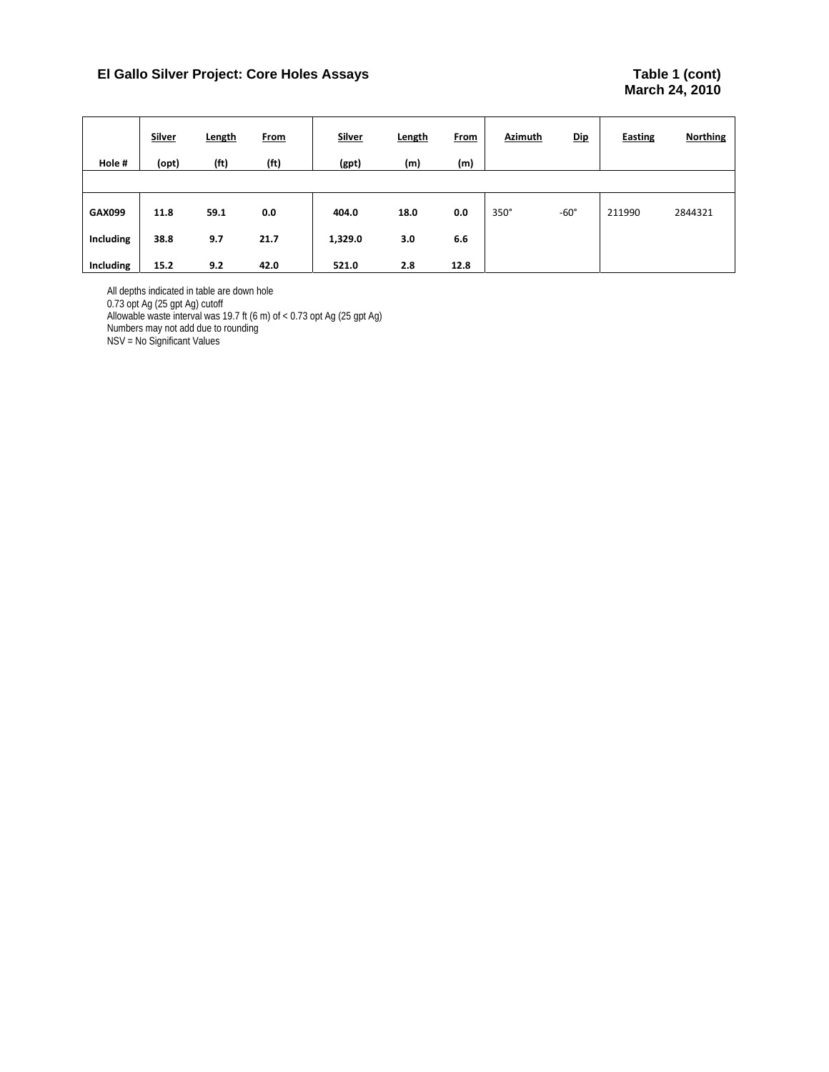## El Gallo Silver Project: Core Holes Assays

**Table 1 (cont)**
**March 24, 2010**

| Hole # | Silver (opt) | Length (ft) | From (ft) | Silver (gpt) | Length (m) | From (m) | Azimuth | Dip | Easting | Northing |
|---|---|---|---|---|---|---|---|---|---|---|
| | | | | | | | | | | |
| **GAX099** | **11.8** | **59.1** | **0.0** | **404.0** | **18.0** | **0.0** | 350° | -60° | 211990 | 2844321 |
| **Including** | **38.8** | **9.7** | **21.7** | **1,329.0** | **3.0** | **6.6** | | | | |
| **Including** | **15.2** | **9.2** | **42.0** | **521.0** | **2.8** | **12.8** | | | | |

All depths indicated in table are down hole
0.73 opt Ag (25 gpt Ag) cutoff
Allowable waste interval was 19.7 ft (6 m) of < 0.73 opt Ag (25 gpt Ag)
Numbers may not add due to rounding
NSV = No Significant Values